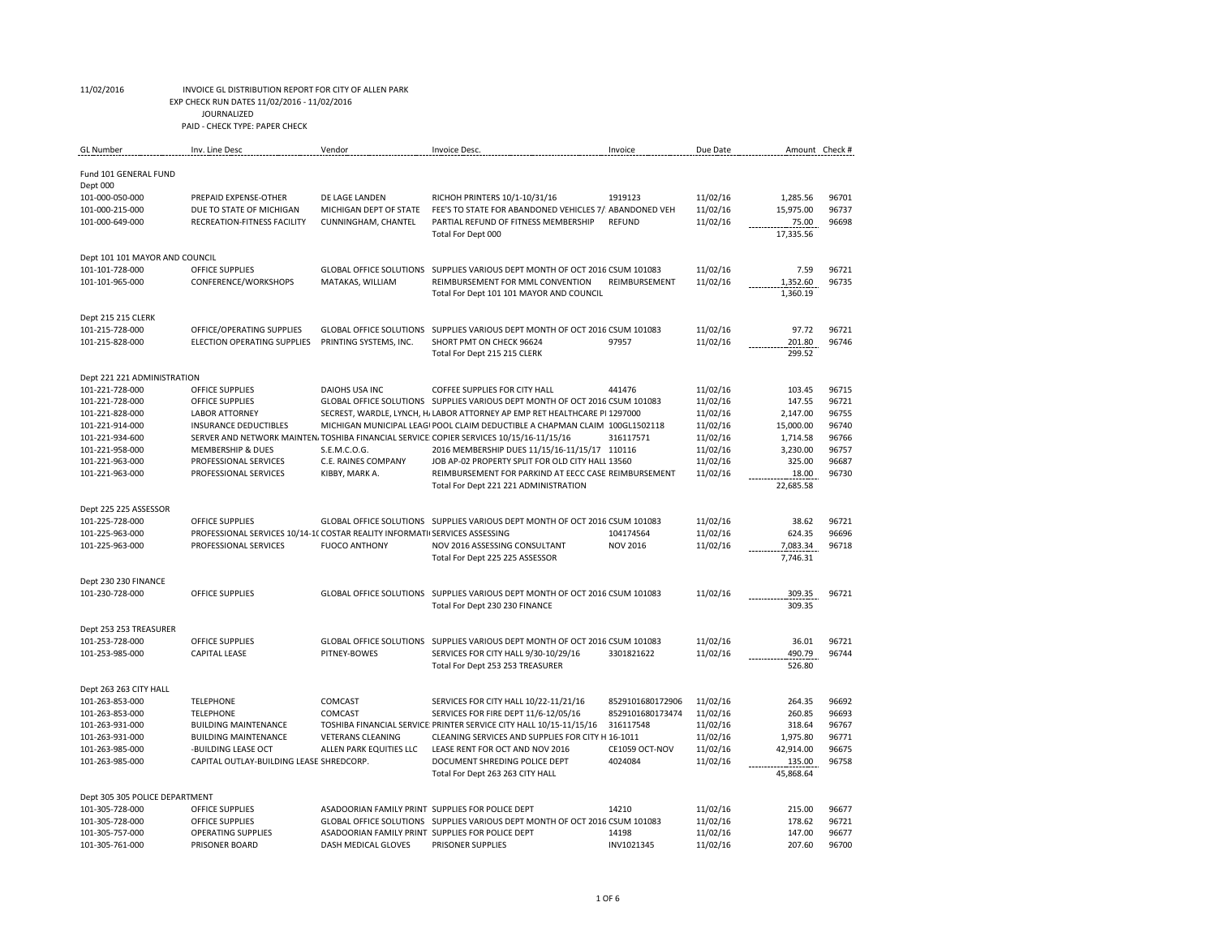11/02/2016 INVOICE GL DISTRIBUTION REPORT FOR CITY OF ALLEN PARK
EXP CHECK RUN DATES 11/02/2016 - 11/02/2016
JOURNALIZED
PAID - CHECK TYPE: PAPER CHECK

| GL Number | Inv. Line Desc | Vendor | Invoice Desc. | Invoice | Due Date | Amount | Check # |
|---|---|---|---|---|---|---|---|
| Fund 101 GENERAL FUND | | | | | | | |
| Dept 000 | | | | | | | |
| 101-000-050-000 | PREPAID EXPENSE-OTHER | DE LAGE LANDEN | RICHOH PRINTERS 10/1-10/31/16 | 1919123 | 11/02/16 | 1,285.56 | 96701 |
| 101-000-215-000 | DUE TO STATE OF MICHIGAN | MICHIGAN DEPT OF STATE | FEE'S TO STATE FOR ABANDONED VEHICLES 7/ | ABANDONED VEH | 11/02/16 | 15,975.00 | 96737 |
| 101-000-649-000 | RECREATION-FITNESS FACILITY | CUNNINGHAM, CHANTEL | PARTIAL REFUND OF FITNESS MEMBERSHIP | REFUND | 11/02/16 | 75.00 | 96698 |
| | | | Total For Dept 000 | | | 17,335.56 | |
| Dept 101 101 MAYOR AND COUNCIL | | | | | | | |
| 101-101-728-000 | OFFICE SUPPLIES | GLOBAL OFFICE SOLUTIONS | SUPPLIES VARIOUS DEPT MONTH OF OCT 2016 | CSUM 101083 | 11/02/16 | 7.59 | 96721 |
| 101-101-965-000 | CONFERENCE/WORKSHOPS | MATAKAS, WILLIAM | REIMBURSEMENT FOR MML CONVENTION | REIMBURSEMENT | 11/02/16 | 1,352.60 | 96735 |
| | | | Total For Dept 101 101 MAYOR AND COUNCIL | | | 1,360.19 | |
| Dept 215 215 CLERK | | | | | | | |
| 101-215-728-000 | OFFICE/OPERATING SUPPLIES | GLOBAL OFFICE SOLUTIONS | SUPPLIES VARIOUS DEPT MONTH OF OCT 2016 | CSUM 101083 | 11/02/16 | 97.72 | 96721 |
| 101-215-828-000 | ELECTION OPERATING SUPPLIES | PRINTING SYSTEMS, INC. | SHORT PMT ON CHECK 96624 | 97957 | 11/02/16 | 201.80 | 96746 |
| | | | Total For Dept 215 215 CLERK | | | 299.52 | |
| Dept 221 221 ADMINISTRATION | | | | | | | |
| 101-221-728-000 | OFFICE SUPPLIES | DAIOHS USA INC | COFFEE SUPPLIES FOR CITY HALL | 441476 | 11/02/16 | 103.45 | 96715 |
| 101-221-728-000 | OFFICE SUPPLIES | GLOBAL OFFICE SOLUTIONS | SUPPLIES VARIOUS DEPT MONTH OF OCT 2016 | CSUM 101083 | 11/02/16 | 147.55 | 96721 |
| 101-221-828-000 | LABOR ATTORNEY | SECREST, WARDLE, LYNCH, H/ | LABOR ATTORNEY AP EMP RET HEALTHCARE PI | 1297000 | 11/02/16 | 2,147.00 | 96755 |
| 101-221-914-000 | INSURANCE DEDUCTIBLES | MICHIGAN MUNICIPAL LEAGI | POOL CLAIM DEDUCTIBLE A CHAPMAN CLAIM | 100GL1502118 | 11/02/16 | 15,000.00 | 96740 |
| 101-221-934-600 | SERVER AND NETWORK MAINTEN/ | TOSHIBA FINANCIAL SERVICE | COPIER SERVICES 10/15/16-11/15/16 | 316117571 | 11/02/16 | 1,714.58 | 96766 |
| 101-221-958-000 | MEMBERSHIP & DUES | S.E.M.C.O.G. | 2016 MEMBERSHIP DUES 11/15/16-11/15/17 | 110116 | 11/02/16 | 3,230.00 | 96757 |
| 101-221-963-000 | PROFESSIONAL SERVICES | C.E. RAINES COMPANY | JOB AP-02 PROPERTY SPLIT FOR OLD CITY HALL | 13560 | 11/02/16 | 325.00 | 96687 |
| 101-221-963-000 | PROFESSIONAL SERVICES | KIBBY, MARK A. | REIMBURSEMENT FOR PARKIND AT EECC CASE | REIMBURSEMENT | 11/02/16 | 18.00 | 96730 |
| | | | Total For Dept 221 221 ADMINISTRATION | | | 22,685.58 | |
| Dept 225 225 ASSESSOR | | | | | | | |
| 101-225-728-000 | OFFICE SUPPLIES | GLOBAL OFFICE SOLUTIONS | SUPPLIES VARIOUS DEPT MONTH OF OCT 2016 | CSUM 101083 | 11/02/16 | 38.62 | 96721 |
| 101-225-963-000 | PROFESSIONAL SERVICES 10/14-1( | COSTAR REALITY INFORMATI | SERVICES ASSESSING | 104174564 | 11/02/16 | 624.35 | 96696 |
| 101-225-963-000 | PROFESSIONAL SERVICES | FUOCO ANTHONY | NOV 2016 ASSESSING CONSULTANT | NOV 2016 | 11/02/16 | 7,083.34 | 96718 |
| | | | Total For Dept 225 225 ASSESSOR | | | 7,746.31 | |
| Dept 230 230 FINANCE | | | | | | | |
| 101-230-728-000 | OFFICE SUPPLIES | GLOBAL OFFICE SOLUTIONS | SUPPLIES VARIOUS DEPT MONTH OF OCT 2016 | CSUM 101083 | 11/02/16 | 309.35 | 96721 |
| | | | Total For Dept 230 230 FINANCE | | | 309.35 | |
| Dept 253 253 TREASURER | | | | | | | |
| 101-253-728-000 | OFFICE SUPPLIES | GLOBAL OFFICE SOLUTIONS | SUPPLIES VARIOUS DEPT MONTH OF OCT 2016 | CSUM 101083 | 11/02/16 | 36.01 | 96721 |
| 101-253-985-000 | CAPITAL LEASE | PITNEY-BOWES | SERVICES FOR CITY HALL 9/30-10/29/16 | 3301821622 | 11/02/16 | 490.79 | 96744 |
| | | | Total For Dept 253 253 TREASURER | | | 526.80 | |
| Dept 263 263 CITY HALL | | | | | | | |
| 101-263-853-000 | TELEPHONE | COMCAST | SERVICES FOR CITY HALL 10/22-11/21/16 | 8529101680172906 | 11/02/16 | 264.35 | 96692 |
| 101-263-853-000 | TELEPHONE | COMCAST | SERVICES FOR FIRE DEPT 11/6-12/05/16 | 8529101680173474 | 11/02/16 | 260.85 | 96693 |
| 101-263-931-000 | BUILDING MAINTENANCE | TOSHIBA FINANCIAL SERVICE | PRINTER SERVICE CITY HALL 10/15-11/15/16 | 316117548 | 11/02/16 | 318.64 | 96767 |
| 101-263-931-000 | BUILDING MAINTENANCE | VETERANS CLEANING | CLEANING SERVICES AND SUPPLIES FOR CITY H | 16-1011 | 11/02/16 | 1,975.80 | 96771 |
| 101-263-985-000 | -BUILDING LEASE OCT | ALLEN PARK EQUITIES LLC | LEASE RENT FOR OCT AND NOV 2016 | CE1059 OCT-NOV | 11/02/16 | 42,914.00 | 96675 |
| 101-263-985-000 | CAPITAL OUTLAY-BUILDING LEASE | SHREDCORP. | DOCUMENT SHREDING POLICE DEPT | 4024084 | 11/02/16 | 135.00 | 96758 |
| | | | Total For Dept 263 263 CITY HALL | | | 45,868.64 | |
| Dept 305 305 POLICE DEPARTMENT | | | | | | | |
| 101-305-728-000 | OFFICE SUPPLIES | ASADOORIAN FAMILY PRINT | SUPPLIES FOR POLICE DEPT | 14210 | 11/02/16 | 215.00 | 96677 |
| 101-305-728-000 | OFFICE SUPPLIES | GLOBAL OFFICE SOLUTIONS | SUPPLIES VARIOUS DEPT MONTH OF OCT 2016 | CSUM 101083 | 11/02/16 | 178.62 | 96721 |
| 101-305-757-000 | OPERATING SUPPLIES | ASADOORIAN FAMILY PRINT | SUPPLIES FOR POLICE DEPT | 14198 | 11/02/16 | 147.00 | 96677 |
| 101-305-761-000 | PRISONER BOARD | DASH MEDICAL GLOVES | PRISONER SUPPLIES | INV1021345 | 11/02/16 | 207.60 | 96700 |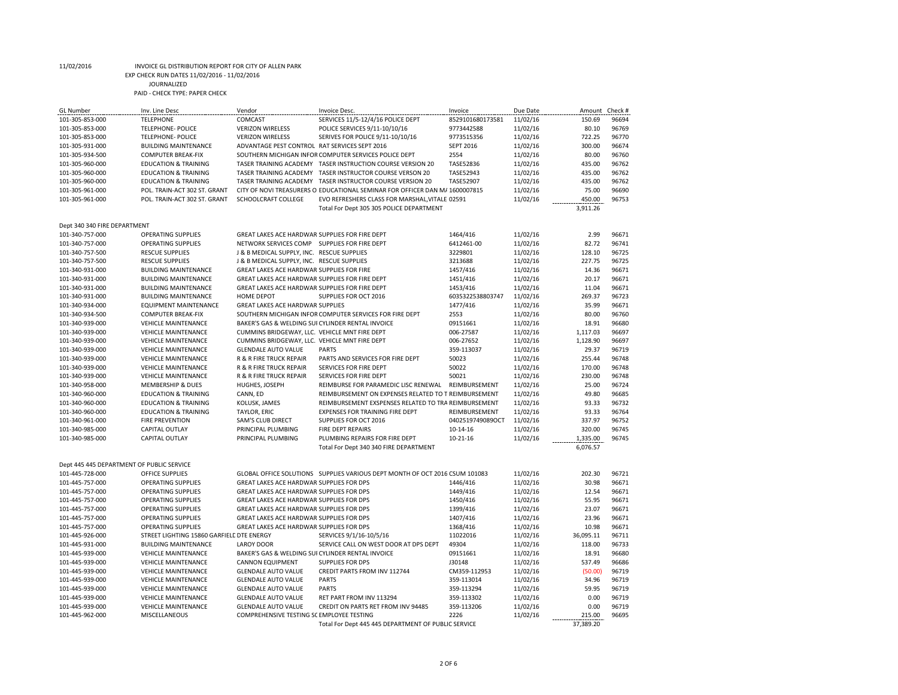11/02/2016 INVOICE GL DISTRIBUTION REPORT FOR CITY OF ALLEN PARK

EXP CHECK RUN DATES 11/02/2016 - 11/02/2016

JOURNALIZED

PAID - CHECK TYPE: PAPER CHECK

| GL Number | Inv. Line Desc | Vendor | Invoice Desc. | Invoice | Due Date | Amount | Check # |
|---|---|---|---|---|---|---|---|
| 101-305-853-000 | TELEPHONE | COMCAST | SERVICES 11/5-12/4/16 POLICE DEPT | 8529101680173581 | 11/02/16 | 150.69 | 96694 |
| 101-305-853-000 | TELEPHONE- POLICE | VERIZON WIRELESS | POLICE SERVICES 9/11-10/10/16 | 9773442588 | 11/02/16 | 80.10 | 96769 |
| 101-305-853-000 | TELEPHONE- POLICE | VERIZON WIRELESS | SERIVES FOR POLICE 9/11-10/10/16 | 9773515356 | 11/02/16 | 722.25 | 96770 |
| 101-305-931-000 | BUILDING MAINTENANCE | ADVANTAGE PEST CONTROL | RAT SERVICES SEPT 2016 | SEPT 2016 | 11/02/16 | 300.00 | 96674 |
| 101-305-934-500 | COMPUTER BREAK-FIX | SOUTHERN MICHIGAN INFOR | COMPUTER SERVICES POLICE DEPT | 2554 | 11/02/16 | 80.00 | 96760 |
| 101-305-960-000 | EDUCATION & TRAINING | TASER TRAINING ACADEMY | TASER INSTRUCTION COURSE VERSION 20 | TASE52836 | 11/02/16 | 435.00 | 96762 |
| 101-305-960-000 | EDUCATION & TRAINING | TASER TRAINING ACADEMY | TASER INSTRUCTOR COURSE VERSON 20 | TASE52943 | 11/02/16 | 435.00 | 96762 |
| 101-305-960-000 | EDUCATION & TRAINING | TASER TRAINING ACADEMY | TASER INSTRUCTOR COURSE VERSION 20 | TASE52907 | 11/02/16 | 435.00 | 96762 |
| 101-305-961-000 | POL. TRAIN-ACT 302 ST. GRANT | CITY OF NOVI TREASURERS O | EDUCATIONAL SEMINAR FOR OFFICER DAN MA | 1600007815 | 11/02/16 | 75.00 | 96690 |
| 101-305-961-000 | POL. TRAIN-ACT 302 ST. GRANT | SCHOOLCRAFT COLLEGE | EVO REFRESHERS CLASS FOR MARSHAL,VITALE | 02591 | 11/02/16 | 450.00 | 96753 |
| | | | Total For Dept 305 305 POLICE DEPARTMENT | | | 3,911.26 | |
| **Dept 340 340 FIRE DEPARTMENT** | | | | | | | |
| 101-340-757-000 | OPERATING SUPPLIES | GREAT LAKES ACE HARDWAR | SUPPLIES FOR FIRE DEPT | 1464/416 | 11/02/16 | 2.99 | 96671 |
| 101-340-757-000 | OPERATING SUPPLIES | NETWORK SERVICES COMP | SUPPLIES FOR FIRE DEPT | 6412461-00 | 11/02/16 | 82.72 | 96741 |
| 101-340-757-500 | RESCUE SUPPLIES | J & B MEDICAL SUPPLY, INC. | RESCUE SUPPLIES | 3229801 | 11/02/16 | 128.10 | 96725 |
| 101-340-757-500 | RESCUE SUPPLIES | J & B MEDICAL SUPPLY, INC. | RESCUE SUPPLIES | 3213688 | 11/02/16 | 227.75 | 96725 |
| 101-340-931-000 | BUILDING MAINTENANCE | GREAT LAKES ACE HARDWAR | SUPPLIES FOR FIRE | 1457/416 | 11/02/16 | 14.36 | 96671 |
| 101-340-931-000 | BUILDING MAINTENANCE | GREAT LAKES ACE HARDWAR | SUPPLIES FOR FIRE DEPT | 1451/416 | 11/02/16 | 20.17 | 96671 |
| 101-340-931-000 | BUILDING MAINTENANCE | GREAT LAKES ACE HARDWAR | SUPPLIES FOR FIRE DEPT | 1453/416 | 11/02/16 | 11.04 | 96671 |
| 101-340-931-000 | BUILDING MAINTENANCE | HOME DEPOT | SUPPLIES FOR OCT 2016 | 6035322538803747 | 11/02/16 | 269.37 | 96723 |
| 101-340-934-000 | EQUIPMENT MAINTENANCE | GREAT LAKES ACE HARDWAR | SUPPLIES | 1477/416 | 11/02/16 | 35.99 | 96671 |
| 101-340-934-500 | COMPUTER BREAK-FIX | SOUTHERN MICHIGAN INFOR | COMPUTER SERVICES FOR FIRE DEPT | 2553 | 11/02/16 | 80.00 | 96760 |
| 101-340-939-000 | VEHICLE MAINTENANCE | BAKER'S GAS & WELDING SUI | CYLINDER RENTAL INVOICE | 09151661 | 11/02/16 | 18.91 | 96680 |
| 101-340-939-000 | VEHICLE MAINTENANCE | CUMMINS BRIDGEWAY, LLC. | VEHICLE MNT FIRE DEPT | 006-27587 | 11/02/16 | 1,117.03 | 96697 |
| 101-340-939-000 | VEHICLE MAINTENANCE | CUMMINS BRIDGEWAY, LLC. | VEHICLE MNT FIRE DEPT | 006-27652 | 11/02/16 | 1,128.90 | 96697 |
| 101-340-939-000 | VEHICLE MAINTENANCE | GLENDALE AUTO VALUE | PARTS | 359-113037 | 11/02/16 | 29.37 | 96719 |
| 101-340-939-000 | VEHICLE MAINTENANCE | R & R FIRE TRUCK REPAIR | PARTS AND SERVICES FOR FIRE DEPT | 50023 | 11/02/16 | 255.44 | 96748 |
| 101-340-939-000 | VEHICLE MAINTENANCE | R & R FIRE TRUCK REPAIR | SERVICES FOR FIRE DEPT | 50022 | 11/02/16 | 170.00 | 96748 |
| 101-340-939-000 | VEHICLE MAINTENANCE | R & R FIRE TRUCK REPAIR | SERVICES FOR FIRE DEPT | 50021 | 11/02/16 | 230.00 | 96748 |
| 101-340-958-000 | MEMBERSHIP & DUES | HUGHES, JOSEPH | REIMBURSE FOR PARAMEDIC LISC RENEWAL | REIMBURSEMENT | 11/02/16 | 25.00 | 96724 |
| 101-340-960-000 | EDUCATION & TRAINING | CANN, ED | REIMBURSEMENT ON EXPENSES RELATED TO T | REIMBURSEMENT | 11/02/16 | 49.80 | 96685 |
| 101-340-960-000 | EDUCATION & TRAINING | KOLUSK, JAMES | REIMBURSEMENT EXSPENSES RELATED TO TRA | REIMBURSEMENT | 11/02/16 | 93.33 | 96732 |
| 101-340-960-000 | EDUCATION & TRAINING | TAYLOR, ERIC | EXPENSES FOR TRAINING FIRE DEPT | REIMBURSEMENT | 11/02/16 | 93.33 | 96764 |
| 101-340-961-000 | FIRE PREVENTION | SAM'S CLUB DIRECT | SUPPLIES FOR OCT 2016 | 0402519749089OCT | 11/02/16 | 337.97 | 96752 |
| 101-340-985-000 | CAPITAL OUTLAY | PRINCIPAL PLUMBING | FIRE DEPT REPAIRS | 10-14-16 | 11/02/16 | 320.00 | 96745 |
| 101-340-985-000 | CAPITAL OUTLAY | PRINCIPAL PLUMBING | PLUMBING REPAIRS FOR FIRE DEPT | 10-21-16 | 11/02/16 | 1,335.00 | 96745 |
| | | | Total For Dept 340 340 FIRE DEPARTMENT | | | 6,076.57 | |
| **Dept 445 445 DEPARTMENT OF PUBLIC SERVICE** | | | | | | | |
| 101-445-728-000 | OFFICE SUPPLIES | GLOBAL OFFICE SOLUTIONS | SUPPLIES VARIOUS DEPT MONTH OF OCT 2016 | CSUM 101083 | 11/02/16 | 202.30 | 96721 |
| 101-445-757-000 | OPERATING SUPPLIES | GREAT LAKES ACE HARDWAR | SUPPLIES FOR DPS | 1446/416 | 11/02/16 | 30.98 | 96671 |
| 101-445-757-000 | OPERATING SUPPLIES | GREAT LAKES ACE HARDWAR | SUPPLIES FOR DPS | 1449/416 | 11/02/16 | 12.54 | 96671 |
| 101-445-757-000 | OPERATING SUPPLIES | GREAT LAKES ACE HARDWAR | SUPPLIES FOR DPS | 1450/416 | 11/02/16 | 55.95 | 96671 |
| 101-445-757-000 | OPERATING SUPPLIES | GREAT LAKES ACE HARDWAR | SUPPLIES FOR DPS | 1399/416 | 11/02/16 | 23.07 | 96671 |
| 101-445-757-000 | OPERATING SUPPLIES | GREAT LAKES ACE HARDWAR | SUPPLIES FOR DPS | 1407/416 | 11/02/16 | 23.96 | 96671 |
| 101-445-757-000 | OPERATING SUPPLIES | GREAT LAKES ACE HARDWAR | SUPPLIES FOR DPS | 1368/416 | 11/02/16 | 10.98 | 96671 |
| 101-445-926-000 | STREET LIGHTING 15860 GARFIELD | DTE ENERGY | SERVICES 9/1/16-10/5/16 | 11022016 | 11/02/16 | 36,095.11 | 96711 |
| 101-445-931-000 | BUILDING MAINTENANCE | LAROY DOOR | SERVICE CALL ON WEST DOOR AT DPS DEPT | 49304 | 11/02/16 | 118.00 | 96733 |
| 101-445-939-000 | VEHICLE MAINTENANCE | BAKER'S GAS & WELDING SUI | CYLINDER RENTAL INVOICE | 09151661 | 11/02/16 | 18.91 | 96680 |
| 101-445-939-000 | VEHICLE MAINTENANCE | CANNON EQUIPMENT | SUPPLIES FOR DPS | J30148 | 11/02/16 | 537.49 | 96686 |
| 101-445-939-000 | VEHICLE MAINTENANCE | GLENDALE AUTO VALUE | CREDIT PARTS FROM INV 112744 | CM359-112953 | 11/02/16 | (50.00) | 96719 |
| 101-445-939-000 | VEHICLE MAINTENANCE | GLENDALE AUTO VALUE | PARTS | 359-113014 | 11/02/16 | 34.96 | 96719 |
| 101-445-939-000 | VEHICLE MAINTENANCE | GLENDALE AUTO VALUE | PARTS | 359-113294 | 11/02/16 | 59.95 | 96719 |
| 101-445-939-000 | VEHICLE MAINTENANCE | GLENDALE AUTO VALUE | RET PART FROM INV 113294 | 359-113302 | 11/02/16 | 0.00 | 96719 |
| 101-445-939-000 | VEHICLE MAINTENANCE | GLENDALE AUTO VALUE | CREDIT ON PARTS RET FROM INV 94485 | 359-113206 | 11/02/16 | 0.00 | 96719 |
| 101-445-962-000 | MISCELLANEOUS | COMPREHENSIVE TESTING SC | EMPLOYEE TESTING | 2226 | 11/02/16 | 215.00 | 96695 |
| | | | Total For Dept 445 445 DEPARTMENT OF PUBLIC SERVICE | | | 37,389.20 | |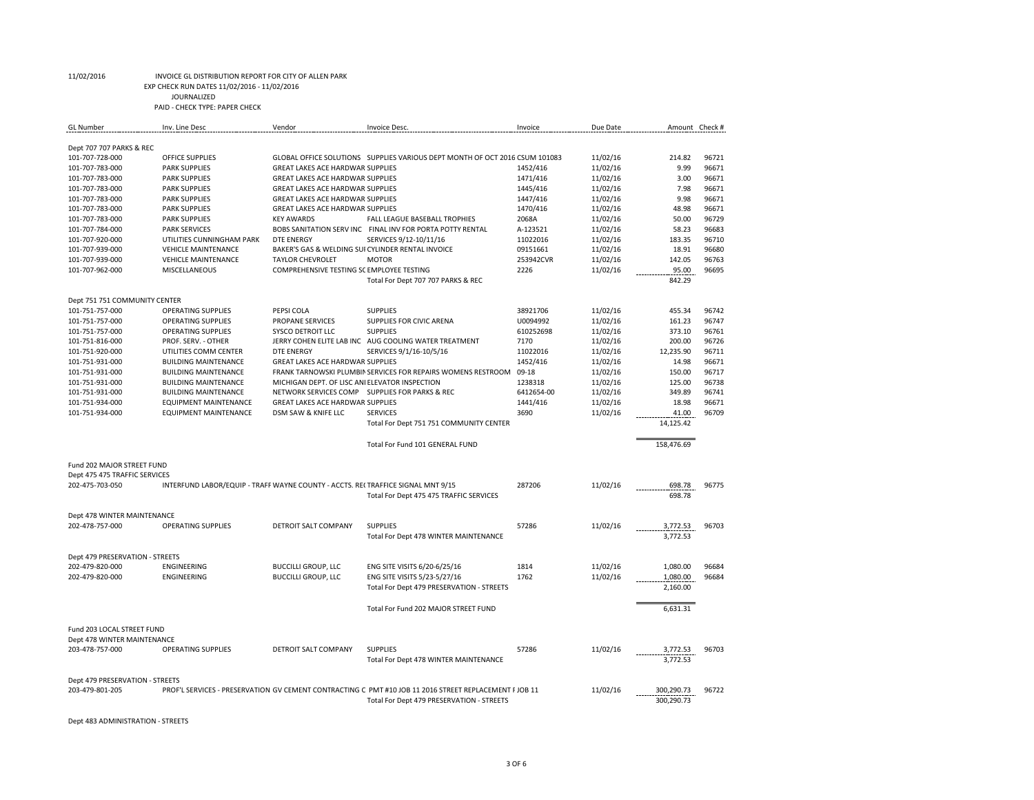11/02/2016 INVOICE GL DISTRIBUTION REPORT FOR CITY OF ALLEN PARK
EXP CHECK RUN DATES 11/02/2016 - 11/02/2016
JOURNALIZED
PAID - CHECK TYPE: PAPER CHECK

| GL Number | Inv. Line Desc | Vendor | Invoice Desc. | Invoice | Due Date | Amount | Check # |
|---|---|---|---|---|---|---|---|
| Dept 707 707 PARKS & REC | | | | | | | |
| 101-707-728-000 | OFFICE SUPPLIES | GLOBAL OFFICE SOLUTIONS | SUPPLIES VARIOUS DEPT MONTH OF OCT 2016 | CSUM 101083 | 11/02/16 | 214.82 | 96721 |
| 101-707-783-000 | PARK SUPPLIES | GREAT LAKES ACE HARDWAR | SUPPLIES | 1452/416 | 11/02/16 | 9.99 | 96671 |
| 101-707-783-000 | PARK SUPPLIES | GREAT LAKES ACE HARDWAR | SUPPLIES | 1471/416 | 11/02/16 | 3.00 | 96671 |
| 101-707-783-000 | PARK SUPPLIES | GREAT LAKES ACE HARDWAR | SUPPLIES | 1445/416 | 11/02/16 | 7.98 | 96671 |
| 101-707-783-000 | PARK SUPPLIES | GREAT LAKES ACE HARDWAR | SUPPLIES | 1447/416 | 11/02/16 | 9.98 | 96671 |
| 101-707-783-000 | PARK SUPPLIES | GREAT LAKES ACE HARDWAR | SUPPLIES | 1470/416 | 11/02/16 | 48.98 | 96671 |
| 101-707-783-000 | PARK SUPPLIES | KEY AWARDS | FALL LEAGUE BASEBALL TROPHIES | 2068A | 11/02/16 | 50.00 | 96729 |
| 101-707-784-000 | PARK SERVICES | BOBS SANITATION SERV INC | FINAL INV FOR PORTA POTTY RENTAL | A-123521 | 11/02/16 | 58.23 | 96683 |
| 101-707-920-000 | UTILITIES CUNNINGHAM PARK | DTE ENERGY | SERVICES 9/12-10/11/16 | 11022016 | 11/02/16 | 183.35 | 96710 |
| 101-707-939-000 | VEHICLE MAINTENANCE | BAKER'S GAS & WELDING SUI | CYLINDER RENTAL INVOICE | 09151661 | 11/02/16 | 18.91 | 96680 |
| 101-707-939-000 | VEHICLE MAINTENANCE | TAYLOR CHEVROLET | MOTOR | 253942CVR | 11/02/16 | 142.05 | 96763 |
| 101-707-962-000 | MISCELLANEOUS | COMPREHENSIVE TESTING SC | EMPLOYEE TESTING | 2226 | 11/02/16 | 95.00 | 96695 |
| | | | Total For Dept 707 707 PARKS & REC | | | 842.29 | |
| Dept 751 751 COMMUNITY CENTER | | | | | | | |
| 101-751-757-000 | OPERATING SUPPLIES | PEPSI COLA | SUPPLIES | 38921706 | 11/02/16 | 455.34 | 96742 |
| 101-751-757-000 | OPERATING SUPPLIES | PROPANE SERVICES | SUPPLIES FOR CIVIC ARENA | U0094992 | 11/02/16 | 161.23 | 96747 |
| 101-751-757-000 | OPERATING SUPPLIES | SYSCO DETROIT LLC | SUPPLIES | 610252698 | 11/02/16 | 373.10 | 96761 |
| 101-751-816-000 | PROF. SERV. - OTHER | JERRY COHEN ELITE LAB INC | AUG COOLING WATER TREATMENT | 7170 | 11/02/16 | 200.00 | 96726 |
| 101-751-920-000 | UTILITIES COMM CENTER | DTE ENERGY | SERVICES 9/1/16-10/5/16 | 11022016 | 11/02/16 | 12,235.90 | 96711 |
| 101-751-931-000 | BUILDING MAINTENANCE | GREAT LAKES ACE HARDWAR | SUPPLIES | 1452/416 | 11/02/16 | 14.98 | 96671 |
| 101-751-931-000 | BUILDING MAINTENANCE | FRANK TARNOWSKI PLUMBIN | SERVICES FOR REPAIRS WOMENS RESTROOM | 09-18 | 11/02/16 | 150.00 | 96717 |
| 101-751-931-000 | BUILDING MAINTENANCE | MICHIGAN DEPT. OF LISC ANI | ELEVATOR INSPECTION | 1238318 | 11/02/16 | 125.00 | 96738 |
| 101-751-931-000 | BUILDING MAINTENANCE | NETWORK SERVICES COMP | SUPPLIES FOR PARKS & REC | 6412654-00 | 11/02/16 | 349.89 | 96741 |
| 101-751-934-000 | EQUIPMENT MAINTENANCE | GREAT LAKES ACE HARDWAR | SUPPLIES | 1441/416 | 11/02/16 | 18.98 | 96671 |
| 101-751-934-000 | EQUIPMENT MAINTENANCE | DSM SAW & KNIFE LLC | SERVICES | 3690 | 11/02/16 | 41.00 | 96709 |
| | | | Total For Dept 751 751 COMMUNITY CENTER | | | 14,125.42 | |
| | | | Total For Fund 101 GENERAL FUND | | | 158,476.69 | |
| Fund 202 MAJOR STREET FUND | | | | | | | |
| Dept 475 475 TRAFFIC SERVICES | | | | | | | |
| 202-475-703-050 | INTERFUND LABOR/EQUIP - TRAFF | WAYNE COUNTY - ACCTS. RE( | TRAFFICE SIGNAL MNT 9/15 | 287206 | 11/02/16 | 698.78 | 96775 |
| | | | Total For Dept 475 475 TRAFFIC SERVICES | | | 698.78 | |
| Dept 478 WINTER MAINTENANCE | | | | | | | |
| 202-478-757-000 | OPERATING SUPPLIES | DETROIT SALT COMPANY | SUPPLIES | 57286 | 11/02/16 | 3,772.53 | 96703 |
| | | | Total For Dept 478 WINTER MAINTENANCE | | | 3,772.53 | |
| Dept 479 PRESERVATION - STREETS | | | | | | | |
| 202-479-820-000 | ENGINEERING | BUCCILLI GROUP, LLC | ENG SITE VISITS 6/20-6/25/16 | 1814 | 11/02/16 | 1,080.00 | 96684 |
| 202-479-820-000 | ENGINEERING | BUCCILLI GROUP, LLC | ENG SITE VISITS 5/23-5/27/16 | 1762 | 11/02/16 | 1,080.00 | 96684 |
| | | | Total For Dept 479 PRESERVATION - STREETS | | | 2,160.00 | |
| | | | Total For Fund 202 MAJOR STREET FUND | | | 6,631.31 | |
| Fund 203 LOCAL STREET FUND | | | | | | | |
| Dept 478 WINTER MAINTENANCE | | | | | | | |
| 203-478-757-000 | OPERATING SUPPLIES | DETROIT SALT COMPANY | SUPPLIES | 57286 | 11/02/16 | 3,772.53 | 96703 |
| | | | Total For Dept 478 WINTER MAINTENANCE | | | 3,772.53 | |
| Dept 479 PRESERVATION - STREETS | | | | | | | |
| 203-479-801-205 | PROF'L SERVICES - PRESERVATION | GV CEMENT CONTRACTING C | PMT #10 JOB 11 2016 STREET REPLACEMENT F | JOB 11 | 11/02/16 | 300,290.73 | 96722 |
| | | | Total For Dept 479 PRESERVATION - STREETS | | | 300,290.73 | |
| Dept 483 ADMINISTRATION - STREETS | | | | | | | |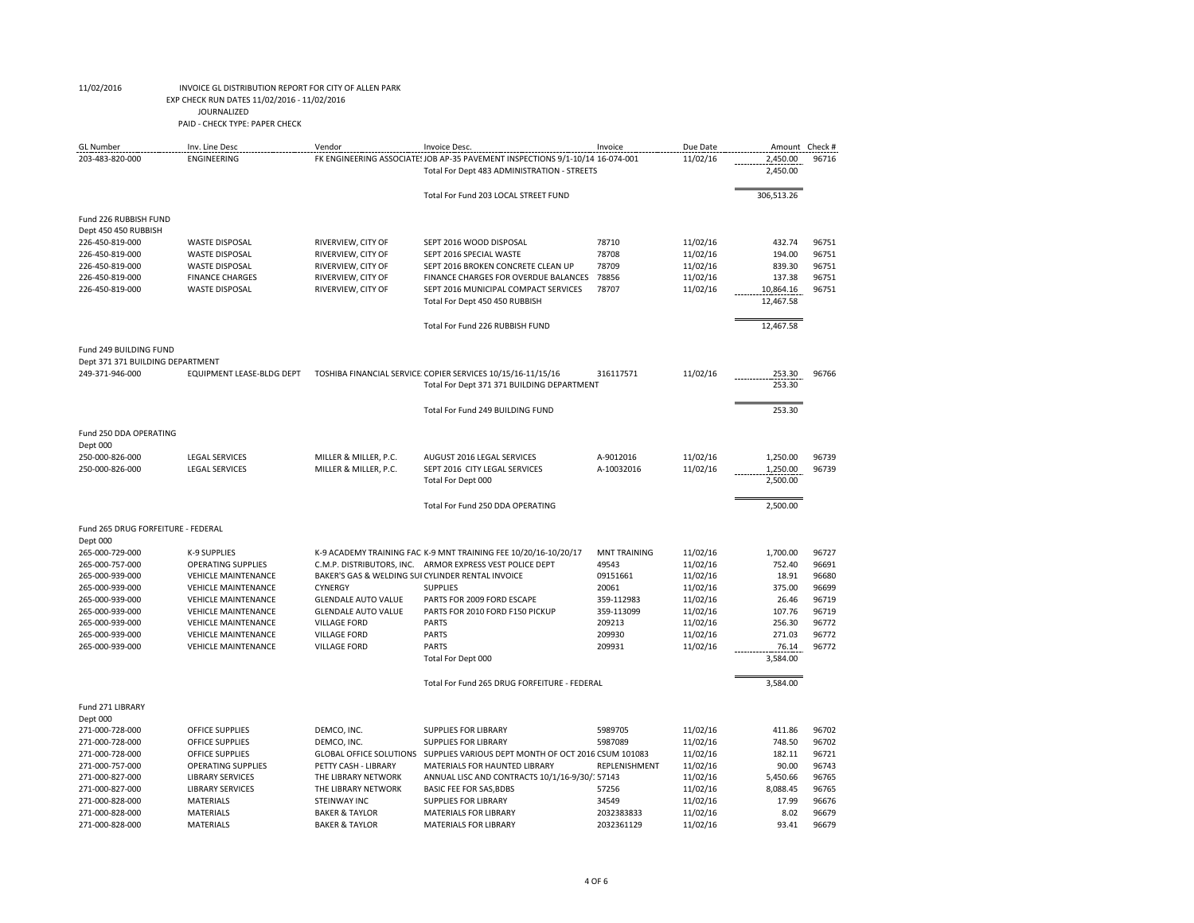11/02/2016 INVOICE GL DISTRIBUTION REPORT FOR CITY OF ALLEN PARK

EXP CHECK RUN DATES 11/02/2016 - 11/02/2016

JOURNALIZED

PAID - CHECK TYPE: PAPER CHECK

| GL Number | Inv. Line Desc | Vendor | Invoice Desc. | Invoice | Due Date | Amount | Check # |
|---|---|---|---|---|---|---|---|
| 203-483-820-000 | ENGINEERING | FK ENGINEERING ASSOCIATES | JOB AP-35 PAVEMENT INSPECTIONS 9/1-10/14 | 16-074-001 | 11/02/16 | 2,450.00 | 96716 |
| | | | Total For Dept 483 ADMINISTRATION - STREETS | | | 2,450.00 | |
| | | | Total For Fund 203 LOCAL STREET FUND | | | 306,513.26 | |
| Fund 226 RUBBISH FUND | | | | | | | |
| Dept 450 450 RUBBISH | | | | | | | |
| 226-450-819-000 | WASTE DISPOSAL | RIVERVIEW, CITY OF | SEPT 2016 WOOD DISPOSAL | 78710 | 11/02/16 | 432.74 | 96751 |
| 226-450-819-000 | WASTE DISPOSAL | RIVERVIEW, CITY OF | SEPT 2016 SPECIAL WASTE | 78708 | 11/02/16 | 194.00 | 96751 |
| 226-450-819-000 | WASTE DISPOSAL | RIVERVIEW, CITY OF | SEPT 2016 BROKEN CONCRETE CLEAN UP | 78709 | 11/02/16 | 839.30 | 96751 |
| 226-450-819-000 | FINANCE CHARGES | RIVERVIEW, CITY OF | FINANCE CHARGES FOR OVERDUE BALANCES | 78856 | 11/02/16 | 137.38 | 96751 |
| 226-450-819-000 | WASTE DISPOSAL | RIVERVIEW, CITY OF | SEPT 2016 MUNICIPAL COMPACT SERVICES | 78707 | 11/02/16 | 10,864.16 | 96751 |
| | | | Total For Dept 450 450 RUBBISH | | | 12,467.58 | |
| | | | Total For Fund 226 RUBBISH FUND | | | 12,467.58 | |
| Fund 249 BUILDING FUND | | | | | | | |
| Dept 371 371 BUILDING DEPARTMENT | | | | | | | |
| 249-371-946-000 | EQUIPMENT LEASE-BLDG DEPT | TOSHIBA FINANCIAL SERVICE | COPIER SERVICES 10/15/16-11/15/16 | 316117571 | 11/02/16 | 253.30 | 96766 |
| | | | Total For Dept 371 371 BUILDING DEPARTMENT | | | 253.30 | |
| | | | Total For Fund 249 BUILDING FUND | | | 253.30 | |
| Fund 250 DDA OPERATING | | | | | | | |
| Dept 000 | | | | | | | |
| 250-000-826-000 | LEGAL SERVICES | MILLER & MILLER, P.C. | AUGUST 2016 LEGAL SERVICES | A-9012016 | 11/02/16 | 1,250.00 | 96739 |
| 250-000-826-000 | LEGAL SERVICES | MILLER & MILLER, P.C. | SEPT 2016 CITY LEGAL SERVICES | A-10032016 | 11/02/16 | 1,250.00 | 96739 |
| | | | Total For Dept 000 | | | 2,500.00 | |
| | | | Total For Fund 250 DDA OPERATING | | | 2,500.00 | |
| Fund 265 DRUG FORFEITURE - FEDERAL | | | | | | | |
| Dept 000 | | | | | | | |
| 265-000-729-000 | K-9 SUPPLIES | K-9 ACADEMY TRAINING FAC | K-9 MNT TRAINING FEE 10/20/16-10/20/17 | MNT TRAINING | 11/02/16 | 1,700.00 | 96727 |
| 265-000-757-000 | OPERATING SUPPLIES | C.M.P. DISTRIBUTORS, INC. | ARMOR EXPRESS VEST POLICE DEPT | 49543 | 11/02/16 | 752.40 | 96691 |
| 265-000-939-000 | VEHICLE MAINTENANCE | BAKER'S GAS & WELDING SUI | CYLINDER RENTAL INVOICE | 09151661 | 11/02/16 | 18.91 | 96680 |
| 265-000-939-000 | VEHICLE MAINTENANCE | CYNERGY | SUPPLIES | 20061 | 11/02/16 | 375.00 | 96699 |
| 265-000-939-000 | VEHICLE MAINTENANCE | GLENDALE AUTO VALUE | PARTS FOR 2009 FORD ESCAPE | 359-112983 | 11/02/16 | 26.46 | 96719 |
| 265-000-939-000 | VEHICLE MAINTENANCE | GLENDALE AUTO VALUE | PARTS FOR 2010 FORD F150 PICKUP | 359-113099 | 11/02/16 | 107.76 | 96719 |
| 265-000-939-000 | VEHICLE MAINTENANCE | VILLAGE FORD | PARTS | 209213 | 11/02/16 | 256.30 | 96772 |
| 265-000-939-000 | VEHICLE MAINTENANCE | VILLAGE FORD | PARTS | 209930 | 11/02/16 | 271.03 | 96772 |
| 265-000-939-000 | VEHICLE MAINTENANCE | VILLAGE FORD | PARTS | 209931 | 11/02/16 | 76.14 | 96772 |
| | | | Total For Dept 000 | | | 3,584.00 | |
| | | | Total For Fund 265 DRUG FORFEITURE - FEDERAL | | | 3,584.00 | |
| Fund 271 LIBRARY | | | | | | | |
| Dept 000 | | | | | | | |
| 271-000-728-000 | OFFICE SUPPLIES | DEMCO, INC. | SUPPLIES FOR LIBRARY | 5989705 | 11/02/16 | 411.86 | 96702 |
| 271-000-728-000 | OFFICE SUPPLIES | DEMCO, INC. | SUPPLIES FOR LIBRARY | 5987089 | 11/02/16 | 748.50 | 96702 |
| 271-000-728-000 | OFFICE SUPPLIES | GLOBAL OFFICE SOLUTIONS | SUPPLIES VARIOUS DEPT MONTH OF OCT 2016 | CSUM 101083 | 11/02/16 | 182.11 | 96721 |
| 271-000-757-000 | OPERATING SUPPLIES | PETTY CASH - LIBRARY | MATERIALS FOR HAUNTED LIBRARY | REPLENISHMENT | 11/02/16 | 90.00 | 96743 |
| 271-000-827-000 | LIBRARY SERVICES | THE LIBRARY NETWORK | ANNUAL LISC AND CONTRACTS 10/1/16-9/30/1 | 57143 | 11/02/16 | 5,450.66 | 96765 |
| 271-000-827-000 | LIBRARY SERVICES | THE LIBRARY NETWORK | BASIC FEE FOR SAS,BDBS | 57256 | 11/02/16 | 8,088.45 | 96765 |
| 271-000-828-000 | MATERIALS | STEINWAY INC | SUPPLIES FOR LIBRARY | 34549 | 11/02/16 | 17.99 | 96676 |
| 271-000-828-000 | MATERIALS | BAKER & TAYLOR | MATERIALS FOR LIBRARY | 2032383833 | 11/02/16 | 8.02 | 96679 |
| 271-000-828-000 | MATERIALS | BAKER & TAYLOR | MATERIALS FOR LIBRARY | 2032361129 | 11/02/16 | 93.41 | 96679 |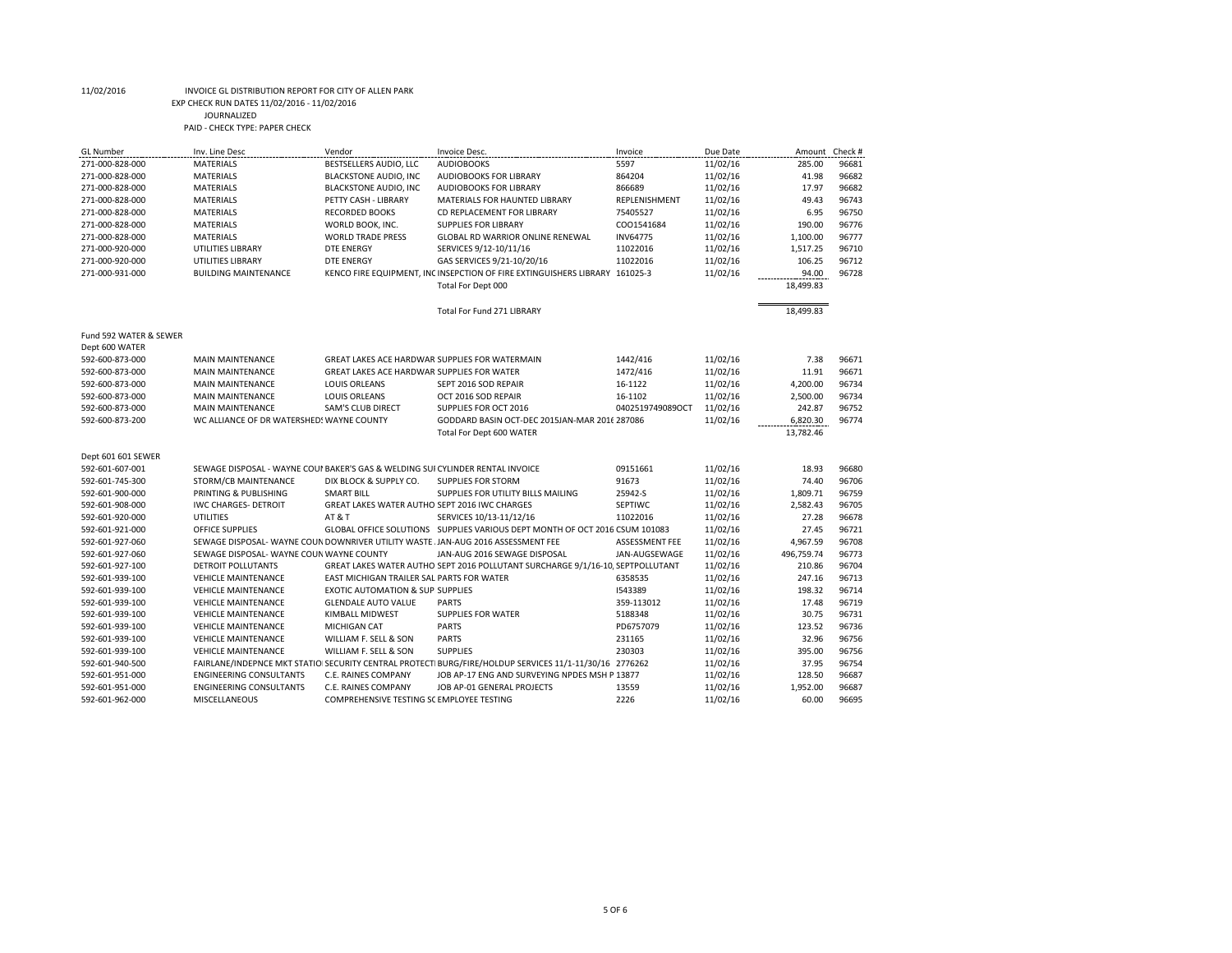11/02/2016 INVOICE GL DISTRIBUTION REPORT FOR CITY OF ALLEN PARK
EXP CHECK RUN DATES 11/02/2016 - 11/02/2016
JOURNALIZED
PAID - CHECK TYPE: PAPER CHECK

| GL Number | Inv. Line Desc | Vendor | Invoice Desc. | Invoice | Due Date | Amount | Check # |
|---|---|---|---|---|---|---|---|
| 271-000-828-000 | MATERIALS | BESTSELLERS AUDIO, LLC | AUDIOBOOKS | 5597 | 11/02/16 | 285.00 | 96681 |
| 271-000-828-000 | MATERIALS | BLACKSTONE AUDIO, INC | AUDIOBOOKS FOR LIBRARY | 864204 | 11/02/16 | 41.98 | 96682 |
| 271-000-828-000 | MATERIALS | BLACKSTONE AUDIO, INC | AUDIOBOOKS FOR LIBRARY | 866689 | 11/02/16 | 17.97 | 96682 |
| 271-000-828-000 | MATERIALS | PETTY CASH - LIBRARY | MATERIALS FOR HAUNTED LIBRARY | REPLENISHMENT | 11/02/16 | 49.43 | 96743 |
| 271-000-828-000 | MATERIALS | RECORDED BOOKS | CD REPLACEMENT FOR LIBRARY | 75405527 | 11/02/16 | 6.95 | 96750 |
| 271-000-828-000 | MATERIALS | WORLD BOOK, INC. | SUPPLIES FOR LIBRARY | COO1541684 | 11/02/16 | 190.00 | 96776 |
| 271-000-828-000 | MATERIALS | WORLD TRADE PRESS | GLOBAL RD WARRIOR ONLINE RENEWAL | INV64775 | 11/02/16 | 1,100.00 | 96777 |
| 271-000-920-000 | UTILITIES LIBRARY | DTE ENERGY | SERVICES 9/12-10/11/16 | 11022016 | 11/02/16 | 1,517.25 | 96710 |
| 271-000-920-000 | UTILITIES LIBRARY | DTE ENERGY | GAS SERVICES 9/21-10/20/16 | 11022016 | 11/02/16 | 106.25 | 96712 |
| 271-000-931-000 | BUILDING MAINTENANCE | KENCO FIRE EQUIPMENT, INC | INSEPCTION OF FIRE EXTINGUISHERS LIBRARY | 161025-3 | 11/02/16 | 94.00 | 96728 |
| | | | Total For Dept 000 | | | 18,499.83 | |
| | | | Total For Fund 271 LIBRARY | | | 18,499.83 | |
| Fund 592 WATER & SEWER | | | | | | | |
| Dept 600 WATER | | | | | | | |
| 592-600-873-000 | MAIN MAINTENANCE | GREAT LAKES ACE HARDWAR | SUPPLIES FOR WATERMAIN | 1442/416 | 11/02/16 | 7.38 | 96671 |
| 592-600-873-000 | MAIN MAINTENANCE | GREAT LAKES ACE HARDWAR | SUPPLIES FOR WATER | 1472/416 | 11/02/16 | 11.91 | 96671 |
| 592-600-873-000 | MAIN MAINTENANCE | LOUIS ORLEANS | SEPT 2016 SOD REPAIR | 16-1122 | 11/02/16 | 4,200.00 | 96734 |
| 592-600-873-000 | MAIN MAINTENANCE | LOUIS ORLEANS | OCT 2016 SOD REPAIR | 16-1102 | 11/02/16 | 2,500.00 | 96734 |
| 592-600-873-000 | MAIN MAINTENANCE | SAM'S CLUB DIRECT | SUPPLIES FOR OCT 2016 | 0402519749089OCT | 11/02/16 | 242.87 | 96752 |
| 592-600-873-200 | WC ALLIANCE OF DR WATERSHEDS | WAYNE COUNTY | GODDARD BASIN OCT-DEC 2015JAN-MAR 2016 | 287086 | 11/02/16 | 6,820.30 | 96774 |
| | | | Total For Dept 600 WATER | | | 13,782.46 | |
| Dept 601 601 SEWER | | | | | | | |
| 592-601-607-001 | SEWAGE DISPOSAL - WAYNE COUN | BAKER'S GAS & WELDING SUI | CYLINDER RENTAL INVOICE | 09151661 | 11/02/16 | 18.93 | 96680 |
| 592-601-745-300 | STORM/CB MAINTENANCE | DIX BLOCK & SUPPLY CO. | SUPPLIES FOR STORM | 91673 | 11/02/16 | 74.40 | 96706 |
| 592-601-900-000 | PRINTING & PUBLISHING | SMART BILL | SUPPLIES FOR UTILITY BILLS MAILING | 25942-S | 11/02/16 | 1,809.71 | 96759 |
| 592-601-908-000 | IWC CHARGES- DETROIT | GREAT LAKES WATER AUTHO | SEPT 2016 IWC CHARGES | SEPTIWC | 11/02/16 | 2,582.43 | 96705 |
| 592-601-920-000 | UTILITIES | AT & T | SERVICES 10/13-11/12/16 | 11022016 | 11/02/16 | 27.28 | 96678 |
| 592-601-921-000 | OFFICE SUPPLIES | GLOBAL OFFICE SOLUTIONS | SUPPLIES VARIOUS DEPT MONTH OF OCT 2016 | CSUM 101083 | 11/02/16 | 27.45 | 96721 |
| 592-601-927-060 | SEWAGE DISPOSAL- WAYNE COUN | DOWNRIVER UTILITY WASTE | JAN-AUG 2016 ASSESSMENT FEE | ASSESSMENT FEE | 11/02/16 | 4,967.59 | 96708 |
| 592-601-927-060 | SEWAGE DISPOSAL- WAYNE COUN | WAYNE COUNTY | JAN-AUG 2016 SEWAGE DISPOSAL | JAN-AUGSEWAGE | 11/02/16 | 496,759.74 | 96773 |
| 592-601-927-100 | DETROIT POLLUTANTS | GREAT LAKES WATER AUTHO | SEPT 2016 POLLUTANT SURCHARGE 9/1/16-10 | SEPTPOLLUTANT | 11/02/16 | 210.86 | 96704 |
| 592-601-939-100 | VEHICLE MAINTENANCE | EAST MICHIGAN TRAILER SAL | PARTS FOR WATER | 6358535 | 11/02/16 | 247.16 | 96713 |
| 592-601-939-100 | VEHICLE MAINTENANCE | EXOTIC AUTOMATION & SUP | SUPPLIES | I543389 | 11/02/16 | 198.32 | 96714 |
| 592-601-939-100 | VEHICLE MAINTENANCE | GLENDALE AUTO VALUE | PARTS | 359-113012 | 11/02/16 | 17.48 | 96719 |
| 592-601-939-100 | VEHICLE MAINTENANCE | KIMBALL MIDWEST | SUPPLIES FOR WATER | 5188348 | 11/02/16 | 30.75 | 96731 |
| 592-601-939-100 | VEHICLE MAINTENANCE | MICHIGAN CAT | PARTS | PD6757079 | 11/02/16 | 123.52 | 96736 |
| 592-601-939-100 | VEHICLE MAINTENANCE | WILLIAM F. SELL & SON | PARTS | 231165 | 11/02/16 | 32.96 | 96756 |
| 592-601-939-100 | VEHICLE MAINTENANCE | WILLIAM F. SELL & SON | SUPPLIES | 230303 | 11/02/16 | 395.00 | 96756 |
| 592-601-940-500 | FAIRLANE/INDEPNCE MKT STATIO | SECURITY CENTRAL PROTECT | BURG/FIRE/HOLDUP SERVICES 11/1-11/30/16 | 2776262 | 11/02/16 | 37.95 | 96754 |
| 592-601-951-000 | ENGINEERING CONSULTANTS | C.E. RAINES COMPANY | JOB AP-17 ENG AND SURVEYING NPDES MSH P | 13877 | 11/02/16 | 128.50 | 96687 |
| 592-601-951-000 | ENGINEERING CONSULTANTS | C.E. RAINES COMPANY | JOB AP-01 GENERAL PROJECTS | 13559 | 11/02/16 | 1,952.00 | 96687 |
| 592-601-962-000 | MISCELLANEOUS | COMPREHENSIVE TESTING SC | EMPLOYEE TESTING | 2226 | 11/02/16 | 60.00 | 96695 |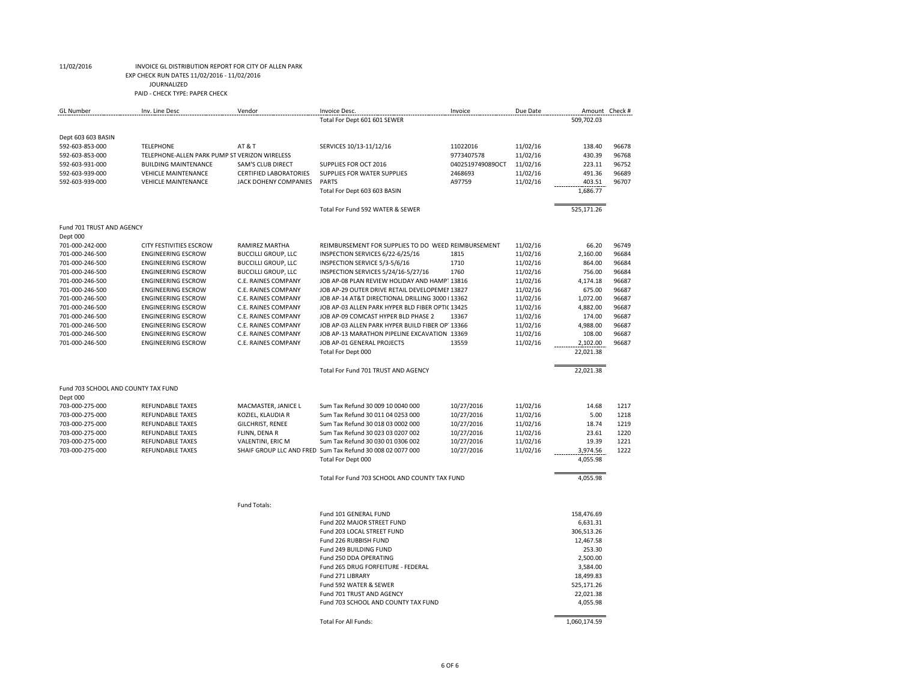11/02/2016 INVOICE GL DISTRIBUTION REPORT FOR CITY OF ALLEN PARK
EXP CHECK RUN DATES 11/02/2016 - 11/02/2016
JOURNALIZED
PAID - CHECK TYPE: PAPER CHECK

| GL Number | Inv. Line Desc | Vendor | Invoice Desc. | Invoice | Due Date | Amount | Check # |
|---|---|---|---|---|---|---|---|
| | | | Total For Dept 601 601 SEWER | | | 509,702.03 | |
| Dept 603 603 BASIN | | | | | | | |
| 592-603-853-000 | TELEPHONE | AT & T | SERVICES 10/13-11/12/16 | 11022016 | 11/02/16 | 138.40 | 96678 |
| 592-603-853-000 | TELEPHONE-ALLEN PARK PUMP ST | VERIZON WIRELESS | | 9773407578 | 11/02/16 | 430.39 | 96768 |
| 592-603-931-000 | BUILDING MAINTENANCE | SAM'S CLUB DIRECT | SUPPLIES FOR OCT 2016 | 0402519749089OCT | 11/02/16 | 223.11 | 96752 |
| 592-603-939-000 | VEHICLE MAINTENANCE | CERTIFIED LABORATORIES | SUPPLIES FOR WATER SUPPLIES | 2468693 | 11/02/16 | 491.36 | 96689 |
| 592-603-939-000 | VEHICLE MAINTENANCE | JACK DOHENY COMPANIES | PARTS | A97759 | 11/02/16 | 403.51 | 96707 |
| | | | Total For Dept 603 603 BASIN | | | 1,686.77 | |
| | | | Total For Fund 592 WATER & SEWER | | | 525,171.26 | |
| Fund 701 TRUST AND AGENCY | | | | | | | |
| Dept 000 | | | | | | | |
| 701-000-242-000 | CITY FESTIVITIES ESCROW | RAMIREZ MARTHA | REIMBURSEMENT FOR SUPPLIES TO DO WEED | REIMBURSEMENT | 11/02/16 | 66.20 | 96749 |
| 701-000-246-500 | ENGINEERING ESCROW | BUCCILLI GROUP, LLC | INSPECTION SERVICES 6/22-6/25/16 | 1815 | 11/02/16 | 2,160.00 | 96684 |
| 701-000-246-500 | ENGINEERING ESCROW | BUCCILLI GROUP, LLC | INSPECTION SERVICE 5/3-5/6/16 | 1710 | 11/02/16 | 864.00 | 96684 |
| 701-000-246-500 | ENGINEERING ESCROW | BUCCILLI GROUP, LLC | INSPECTION SERVICES 5/24/16-5/27/16 | 1760 | 11/02/16 | 756.00 | 96684 |
| 701-000-246-500 | ENGINEERING ESCROW | C.E. RAINES COMPANY | JOB AP-08 PLAN REVIEW HOLIDAY AND HAMPT | 13816 | 11/02/16 | 4,174.18 | 96687 |
| 701-000-246-500 | ENGINEERING ESCROW | C.E. RAINES COMPANY | JOB AP-29 OUTER DRIVE RETAIL DEVELOPEMEI | 13827 | 11/02/16 | 675.00 | 96687 |
| 701-000-246-500 | ENGINEERING ESCROW | C.E. RAINES COMPANY | JOB AP-14 AT&T DIRECTIONAL DRILLING 3000 I | 13362 | 11/02/16 | 1,072.00 | 96687 |
| 701-000-246-500 | ENGINEERING ESCROW | C.E. RAINES COMPANY | JOB AP-03 ALLEN PARK HYPER BLD FIBER OPTIC | 13425 | 11/02/16 | 4,882.00 | 96687 |
| 701-000-246-500 | ENGINEERING ESCROW | C.E. RAINES COMPANY | JOB AP-09 COMCAST HYPER BLD PHASE 2 | 13367 | 11/02/16 | 174.00 | 96687 |
| 701-000-246-500 | ENGINEERING ESCROW | C.E. RAINES COMPANY | JOB AP-03 ALLEN PARK HYPER BUILD FIBER OP | 13366 | 11/02/16 | 4,988.00 | 96687 |
| 701-000-246-500 | ENGINEERING ESCROW | C.E. RAINES COMPANY | JOB AP-13 MARATHON PIPELINE EXCAVATION | 13369 | 11/02/16 | 108.00 | 96687 |
| 701-000-246-500 | ENGINEERING ESCROW | C.E. RAINES COMPANY | JOB AP-01 GENERAL PROJECTS | 13559 | 11/02/16 | 2,102.00 | 96687 |
| | | | Total For Dept 000 | | | 22,021.38 | |
| | | | Total For Fund 701 TRUST AND AGENCY | | | 22,021.38 | |
| Fund 703 SCHOOL AND COUNTY TAX FUND | | | | | | | |
| Dept 000 | | | | | | | |
| 703-000-275-000 | REFUNDABLE TAXES | MACMASTER, JANICE L | Sum Tax Refund 30 009 10 0040 000 | 10/27/2016 | 11/02/16 | 14.68 | 1217 |
| 703-000-275-000 | REFUNDABLE TAXES | KOZIEL, KLAUDIA R | Sum Tax Refund 30 011 04 0253 000 | 10/27/2016 | 11/02/16 | 5.00 | 1218 |
| 703-000-275-000 | REFUNDABLE TAXES | GILCHRIST, RENEE | Sum Tax Refund 30 018 03 0002 000 | 10/27/2016 | 11/02/16 | 18.74 | 1219 |
| 703-000-275-000 | REFUNDABLE TAXES | FLINN, DENA R | Sum Tax Refund 30 023 03 0207 002 | 10/27/2016 | 11/02/16 | 23.61 | 1220 |
| 703-000-275-000 | REFUNDABLE TAXES | VALENTINI, ERIC M | Sum Tax Refund 30 030 01 0306 002 | 10/27/2016 | 11/02/16 | 19.39 | 1221 |
| 703-000-275-000 | REFUNDABLE TAXES | SHAIF GROUP LLC AND FRED | Sum Tax Refund 30 008 02 0077 000 | 10/27/2016 | 11/02/16 | 3,974.56 | 1222 |
| | | | Total For Dept 000 | | | 4,055.98 | |
| | | | Total For Fund 703 SCHOOL AND COUNTY TAX FUND | | | 4,055.98 | |

Fund Totals:

| Fund | Amount |
|---|---|
| Fund 101 GENERAL FUND | 158,476.69 |
| Fund 202 MAJOR STREET FUND | 6,631.31 |
| Fund 203 LOCAL STREET FUND | 306,513.26 |
| Fund 226 RUBBISH FUND | 12,467.58 |
| Fund 249 BUILDING FUND | 253.30 |
| Fund 250 DDA OPERATING | 2,500.00 |
| Fund 265 DRUG FORFEITURE - FEDERAL | 3,584.00 |
| Fund 271 LIBRARY | 18,499.83 |
| Fund 592 WATER & SEWER | 525,171.26 |
| Fund 701 TRUST AND AGENCY | 22,021.38 |
| Fund 703 SCHOOL AND COUNTY TAX FUND | 4,055.98 |
| Total For All Funds: | 1,060,174.59 |